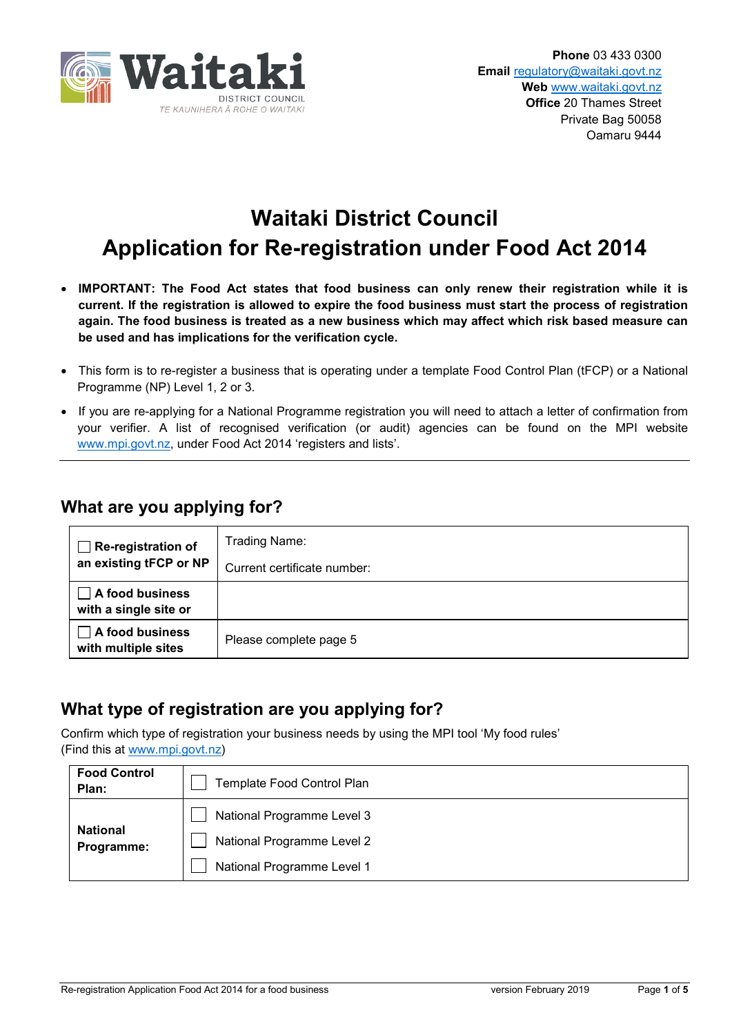**Waitaki**
DISTRICT COUNCIL
TE KAUNIHERA Ā ROHE O WAITAKI

**Phone** 03 433 0300
**Email** regulatory@waitaki.govt.nz
**Web** www.waitaki.govt.nz
**Office** 20 Thames Street
Private Bag 50058
Oamaru 9444

# Waitaki District Council
# Application for Re-registration under Food Act 2014

- **IMPORTANT: The Food Act states that food business can only renew their registration while it is current. If the registration is allowed to expire the food business must start the process of registration again. The food business is treated as a new business which may affect which risk based measure can be used and has implications for the verification cycle.**

- This form is to re-register a business that is operating under a template Food Control Plan (tFCP) or a National Programme (NP) Level 1, 2 or 3.

- If you are re-applying for a National Programme registration you will need to attach a letter of confirmation from your verifier. A list of recognised verification (or audit) agencies can be found on the MPI website www.mpi.govt.nz, under Food Act 2014 'registers and lists'.

---

## What are you applying for?

| | |
|---|---|
| ☐ **Re-registration of an existing tFCP or NP** | Trading Name:<br>Current certificate number: |
| ☐ **A food business with a single site or** | |
| ☐ **A food business with multiple sites** | Please complete page 5 |

## What type of registration are you applying for?

Confirm which type of registration your business needs by using the MPI tool 'My food rules'
(Find this at www.mpi.govt.nz)

| | |
|---|---|
| **Food Control Plan:** | ☐ Template Food Control Plan |
| **National Programme:** | ☐ National Programme Level 3<br>☐ National Programme Level 2<br>☐ National Programme Level 1 |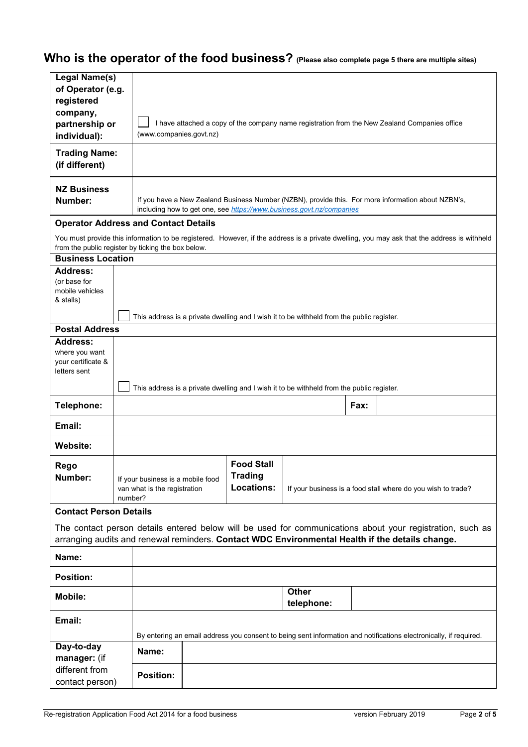# Who is the operator of the food business? (Please also complete page 5 there are multiple sites)

| | |
|---|---|
| **Legal Name(s) of Operator (e.g. registered company, partnership or individual):** | ☐ I have attached a copy of the company name registration from the New Zealand Companies office (www.companies.govt.nz) |
| **Trading Name: (if different)** | |
| **NZ Business Number:** | If you have a New Zealand Business Number (NZBN), provide this. For more information about NZBN's, including how to get one, see *https://www.business.govt.nz/companies* |

**Operator Address and Contact Details**

You must provide this information to be registered. However, if the address is a private dwelling, you may ask that the address is withheld from the public register by ticking the box below.

**Business Location**

| | |
|---|---|
| **Address:** (or base for mobile vehicles & stalls) | ☐ This address is a private dwelling and I wish it to be withheld from the public register. |

**Postal Address**

| | | | | |
|---|---|---|---|---|
| **Address:** where you want your certificate & letters sent | ☐ This address is a private dwelling and I wish it to be withheld from the public register. | | | |
| **Telephone:** | | | **Fax:** | |
| **Email:** | | | | |
| **Website:** | | | | |
| **Rego Number:** | If your business is a mobile food van what is the registration number? | **Food Stall Trading Locations:** | If your business is a food stall where do you wish to trade? | |

**Contact Person Details**

The contact person details entered below will be used for communications about your registration, such as arranging audits and renewal reminders. **Contact WDC Environmental Health if the details change.**

| | | | |
|---|---|---|---|
| **Name:** | | | |
| **Position:** | | | |
| **Mobile:** | | **Other telephone:** | |
| **Email:** | By entering an email address you consent to being sent information and notifications electronically, if required. | | |
| **Day-to-day manager:** (if different from contact person) | **Name:** | | |
| | **Position:** | | |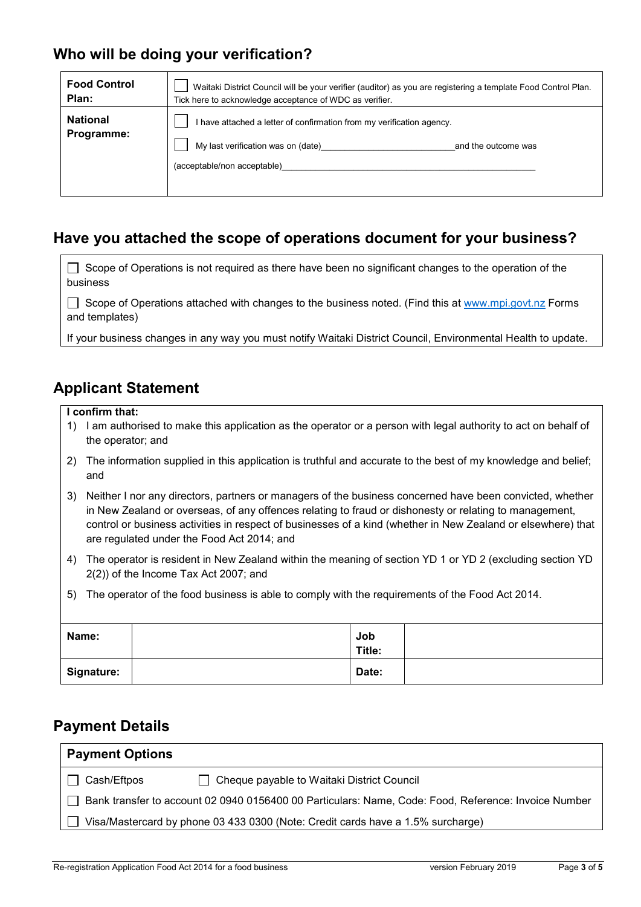## Who will be doing your verification?

| | |
|---|---|
| **Food Control Plan:** | ☐ Waitaki District Council will be your verifier (auditor) as you are registering a template Food Control Plan. Tick here to acknowledge acceptance of WDC as verifier. |
| **National Programme:** | ☐ I have attached a letter of confirmation from my verification agency.<br>☐ My last verification was on (date)\_\_\_\_\_\_\_\_\_\_\_\_\_\_\_\_\_\_\_\_\_\_\_\_\_\_\_\_and the outcome was (acceptable/non acceptable)\_\_\_\_\_\_\_\_\_\_\_\_\_\_\_\_\_\_\_\_\_\_\_\_\_\_\_\_\_\_\_\_\_\_\_\_\_\_\_\_\_\_\_\_\_\_\_\_ |

## Have you attached the scope of operations document for your business?

☐ Scope of Operations is not required as there have been no significant changes to the operation of the business

☐ Scope of Operations attached with changes to the business noted. (Find this at www.mpi.govt.nz Forms and templates)

If your business changes in any way you must notify Waitaki District Council, Environmental Health to update.

## Applicant Statement

**I confirm that:**

1) I am authorised to make this application as the operator or a person with legal authority to act on behalf of the operator; and
2) The information supplied in this application is truthful and accurate to the best of my knowledge and belief; and
3) Neither I nor any directors, partners or managers of the business concerned have been convicted, whether in New Zealand or overseas, of any offences relating to fraud or dishonesty or relating to management, control or business activities in respect of businesses of a kind (whether in New Zealand or elsewhere) that are regulated under the Food Act 2014; and
4) The operator is resident in New Zealand within the meaning of section YD 1 or YD 2 (excluding section YD 2(2)) of the Income Tax Act 2007; and
5) The operator of the food business is able to comply with the requirements of the Food Act 2014.

| | | | |
|---|---|---|---|
| **Name:** | | **Job Title:** | |
| **Signature:** | | **Date:** | |

## Payment Details

| **Payment Options** |
|---|
| ☐ Cash/Eftpos ☐ Cheque payable to Waitaki District Council |
| ☐ Bank transfer to account 02 0940 0156400 00 Particulars: Name, Code: Food, Reference: Invoice Number |
| ☐ Visa/Mastercard by phone 03 433 0300 (Note: Credit cards have a 1.5% surcharge) |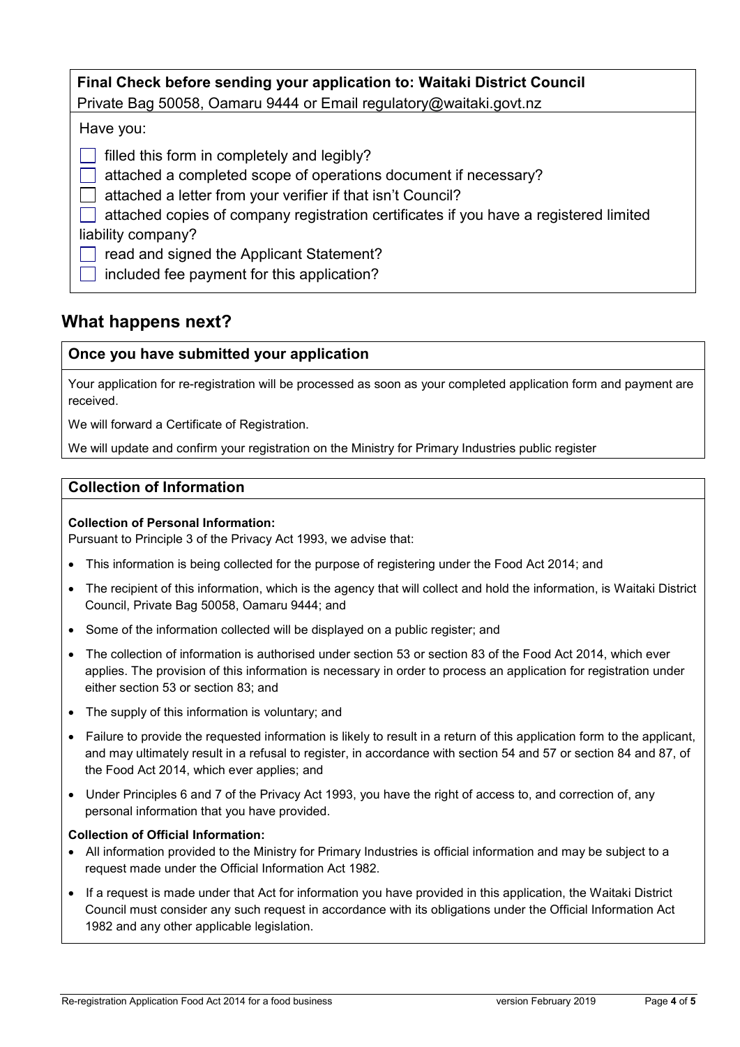**Final Check before sending your application to: Waitaki District Council**
Private Bag 50058, Oamaru 9444 or Email regulatory@waitaki.govt.nz

Have you:

- [ ] filled this form in completely and legibly?
- [ ] attached a completed scope of operations document if necessary?
- [ ] attached a letter from your verifier if that isn't Council?
- [ ] attached copies of company registration certificates if you have a registered limited liability company?
- [ ] read and signed the Applicant Statement?
- [ ] included fee payment for this application?

## What happens next?

### Once you have submitted your application

Your application for re-registration will be processed as soon as your completed application form and payment are received.

We will forward a Certificate of Registration.

We will update and confirm your registration on the Ministry for Primary Industries public register

### Collection of Information

**Collection of Personal Information:**
Pursuant to Principle 3 of the Privacy Act 1993, we advise that:

- This information is being collected for the purpose of registering under the Food Act 2014; and
- The recipient of this information, which is the agency that will collect and hold the information, is Waitaki District Council, Private Bag 50058, Oamaru 9444; and
- Some of the information collected will be displayed on a public register; and
- The collection of information is authorised under section 53 or section 83 of the Food Act 2014, which ever applies. The provision of this information is necessary in order to process an application for registration under either section 53 or section 83; and
- The supply of this information is voluntary; and
- Failure to provide the requested information is likely to result in a return of this application form to the applicant, and may ultimately result in a refusal to register, in accordance with section 54 and 57 or section 84 and 87, of the Food Act 2014, which ever applies; and
- Under Principles 6 and 7 of the Privacy Act 1993, you have the right of access to, and correction of, any personal information that you have provided.

**Collection of Official Information:**

- All information provided to the Ministry for Primary Industries is official information and may be subject to a request made under the Official Information Act 1982.
- If a request is made under that Act for information you have provided in this application, the Waitaki District Council must consider any such request in accordance with its obligations under the Official Information Act 1982 and any other applicable legislation.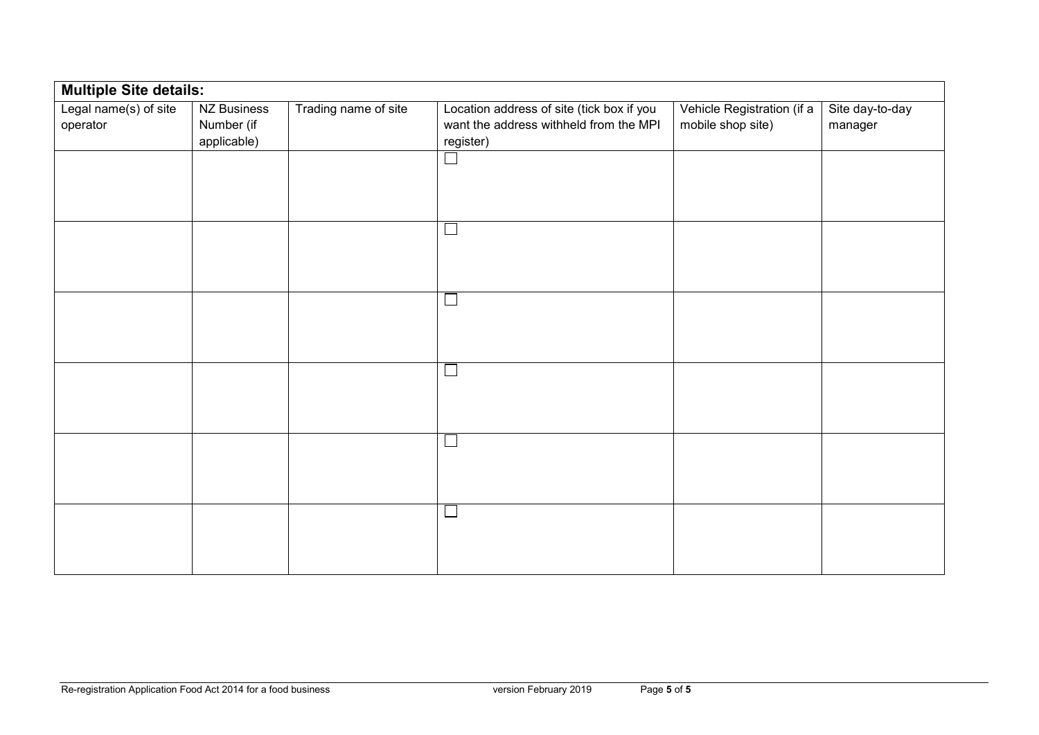## Multiple Site details:

| Legal name(s) of site operator | NZ Business Number (if applicable) | Trading name of site | Location address of site (tick box if you want the address withheld from the MPI register) | Vehicle Registration (if a mobile shop site) | Site day-to-day manager |
|---|---|---|---|---|---|
| | | | ☐ | | |
| | | | ☐ | | |
| | | | ☐ | | |
| | | | ☐ | | |
| | | | ☐ | | |
| | | | ☐ | | |